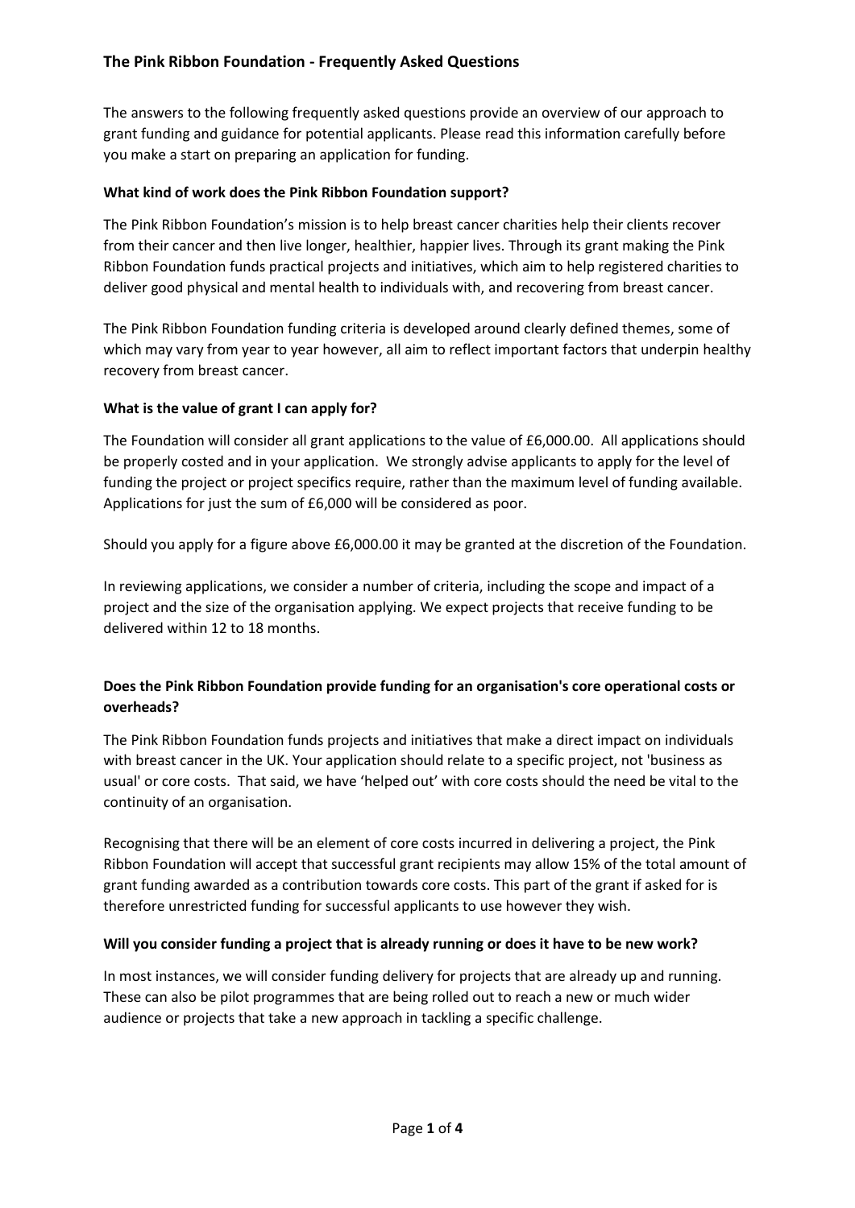# The Pink Ribbon Foundation - Frequently Asked Questions

The answers to the following frequently asked questions provide an overview of our approach to grant funding and guidance for potential applicants. Please read this information carefully before you make a start on preparing an application for funding.

**What kind of work does the Pink Ribbon Foundation support?**

The Pink Ribbon Foundation's mission is to help breast cancer charities help their clients recover from their cancer and then live longer, healthier, happier lives. Through its grant making the Pink Ribbon Foundation funds practical projects and initiatives, which aim to help registered charities to deliver good physical and mental health to individuals with, and recovering from breast cancer.

The Pink Ribbon Foundation funding criteria is developed around clearly defined themes, some of which may vary from year to year however, all aim to reflect important factors that underpin healthy recovery from breast cancer.

**What is the value of grant I can apply for?**

The Foundation will consider all grant applications to the value of £6,000.00. All applications should be properly costed and in your application. We strongly advise applicants to apply for the level of funding the project or project specifics require, rather than the maximum level of funding available. Applications for just the sum of £6,000 will be considered as poor.

Should you apply for a figure above £6,000.00 it may be granted at the discretion of the Foundation.

In reviewing applications, we consider a number of criteria, including the scope and impact of a project and the size of the organisation applying. We expect projects that receive funding to be delivered within 12 to 18 months.

**Does the Pink Ribbon Foundation provide funding for an organisation's core operational costs or overheads?**

The Pink Ribbon Foundation funds projects and initiatives that make a direct impact on individuals with breast cancer in the UK. Your application should relate to a specific project, not 'business as usual' or core costs. That said, we have 'helped out' with core costs should the need be vital to the continuity of an organisation.

Recognising that there will be an element of core costs incurred in delivering a project, the Pink Ribbon Foundation will accept that successful grant recipients may allow 15% of the total amount of grant funding awarded as a contribution towards core costs. This part of the grant if asked for is therefore unrestricted funding for successful applicants to use however they wish.

**Will you consider funding a project that is already running or does it have to be new work?**

In most instances, we will consider funding delivery for projects that are already up and running. These can also be pilot programmes that are being rolled out to reach a new or much wider audience or projects that take a new approach in tackling a specific challenge.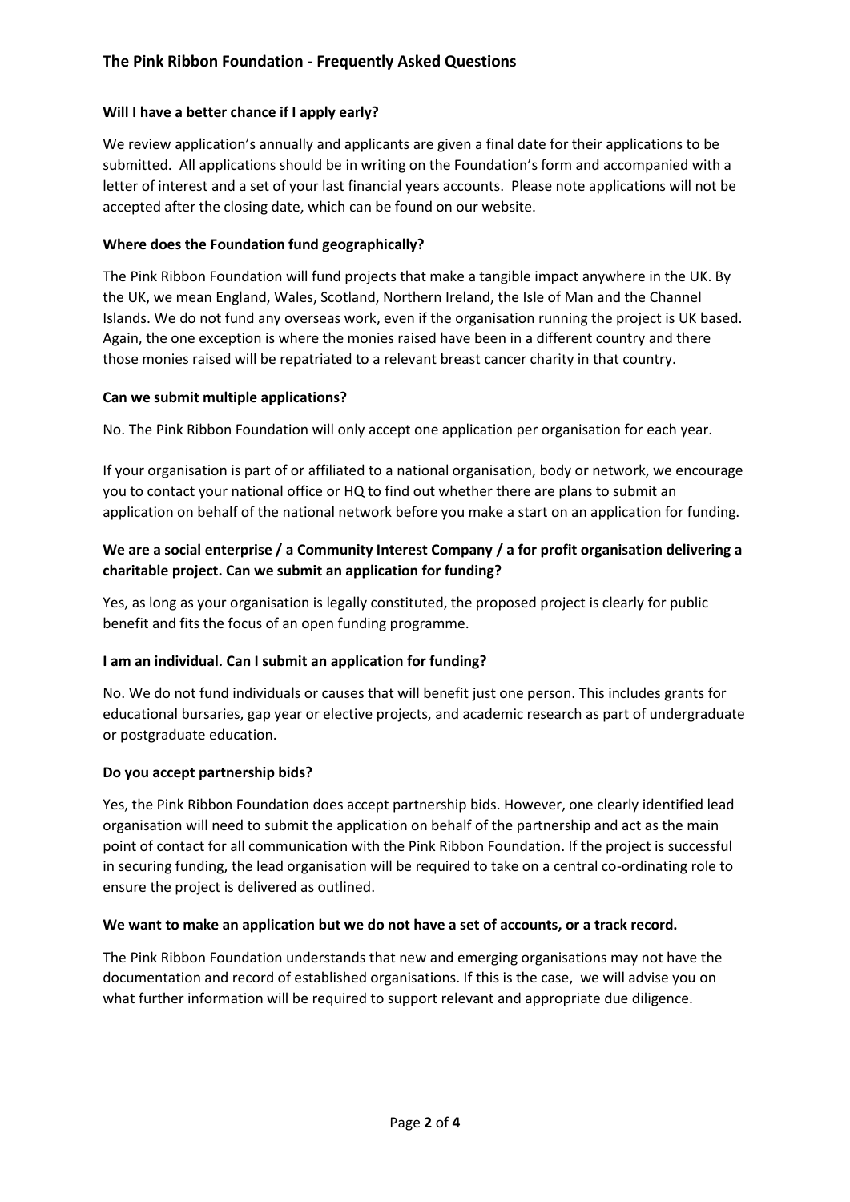## The Pink Ribbon Foundation - Frequently Asked Questions

**Will I have a better chance if I apply early?**

We review application's annually and applicants are given a final date for their applications to be submitted. All applications should be in writing on the Foundation's form and accompanied with a letter of interest and a set of your last financial years accounts. Please note applications will not be accepted after the closing date, which can be found on our website.

**Where does the Foundation fund geographically?**

The Pink Ribbon Foundation will fund projects that make a tangible impact anywhere in the UK. By the UK, we mean England, Wales, Scotland, Northern Ireland, the Isle of Man and the Channel Islands. We do not fund any overseas work, even if the organisation running the project is UK based. Again, the one exception is where the monies raised have been in a different country and there those monies raised will be repatriated to a relevant breast cancer charity in that country.

**Can we submit multiple applications?**

No. The Pink Ribbon Foundation will only accept one application per organisation for each year.

If your organisation is part of or affiliated to a national organisation, body or network, we encourage you to contact your national office or HQ to find out whether there are plans to submit an application on behalf of the national network before you make a start on an application for funding.

**We are a social enterprise / a Community Interest Company / a for profit organisation delivering a charitable project. Can we submit an application for funding?**

Yes, as long as your organisation is legally constituted, the proposed project is clearly for public benefit and fits the focus of an open funding programme.

**I am an individual. Can I submit an application for funding?**

No. We do not fund individuals or causes that will benefit just one person. This includes grants for educational bursaries, gap year or elective projects, and academic research as part of undergraduate or postgraduate education.

**Do you accept partnership bids?**

Yes, the Pink Ribbon Foundation does accept partnership bids. However, one clearly identified lead organisation will need to submit the application on behalf of the partnership and act as the main point of contact for all communication with the Pink Ribbon Foundation. If the project is successful in securing funding, the lead organisation will be required to take on a central co-ordinating role to ensure the project is delivered as outlined.

**We want to make an application but we do not have a set of accounts, or a track record.**

The Pink Ribbon Foundation understands that new and emerging organisations may not have the documentation and record of established organisations. If this is the case, we will advise you on what further information will be required to support relevant and appropriate due diligence.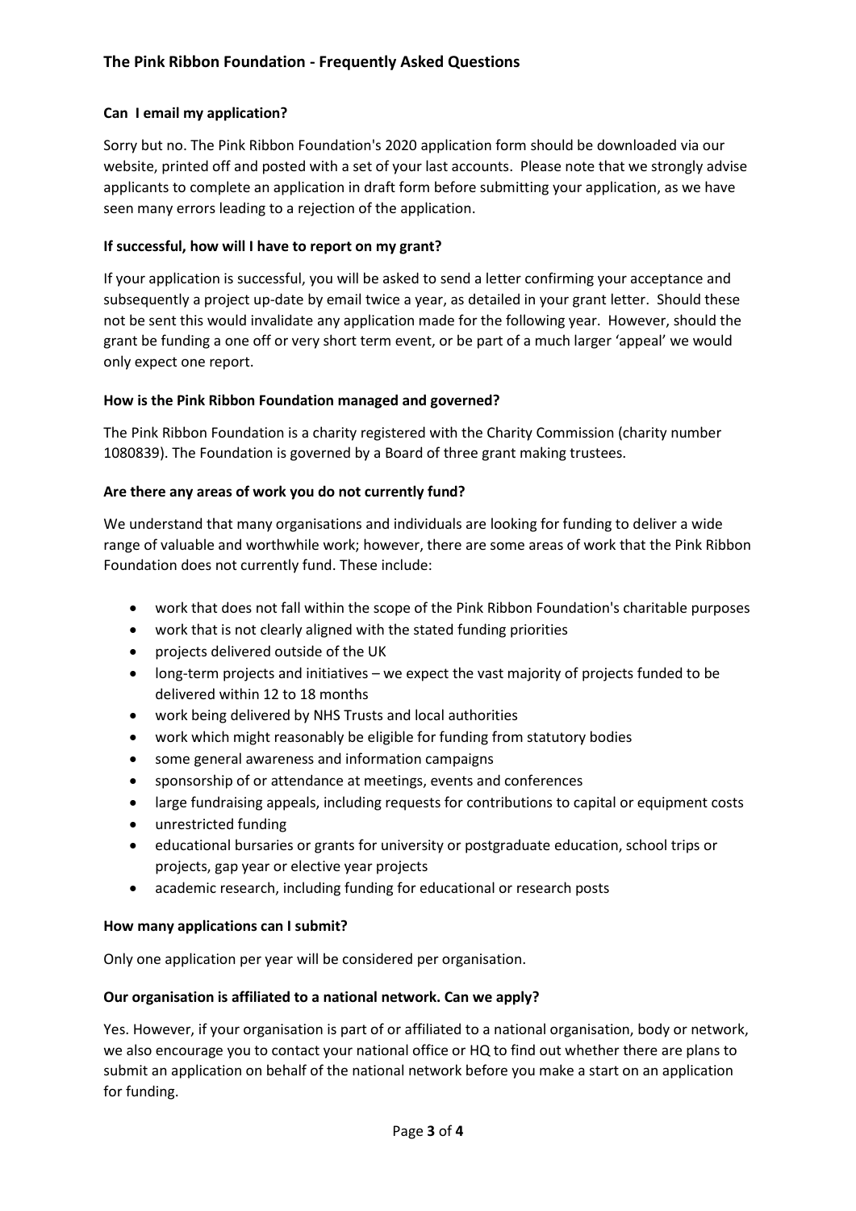**Can I email my application?**

Sorry but no. The Pink Ribbon Foundation's 2020 application form should be downloaded via our website, printed off and posted with a set of your last accounts. Please note that we strongly advise applicants to complete an application in draft form before submitting your application, as we have seen many errors leading to a rejection of the application.

**If successful, how will I have to report on my grant?**

If your application is successful, you will be asked to send a letter confirming your acceptance and subsequently a project up-date by email twice a year, as detailed in your grant letter. Should these not be sent this would invalidate any application made for the following year. However, should the grant be funding a one off or very short term event, or be part of a much larger 'appeal' we would only expect one report.

**How is the Pink Ribbon Foundation managed and governed?**

The Pink Ribbon Foundation is a charity registered with the Charity Commission (charity number 1080839). The Foundation is governed by a Board of three grant making trustees.

**Are there any areas of work you do not currently fund?**

We understand that many organisations and individuals are looking for funding to deliver a wide range of valuable and worthwhile work; however, there are some areas of work that the Pink Ribbon Foundation does not currently fund. These include:

- work that does not fall within the scope of the Pink Ribbon Foundation's charitable purposes
- work that is not clearly aligned with the stated funding priorities
- projects delivered outside of the UK
- long-term projects and initiatives – we expect the vast majority of projects funded to be delivered within 12 to 18 months
- work being delivered by NHS Trusts and local authorities
- work which might reasonably be eligible for funding from statutory bodies
- some general awareness and information campaigns
- sponsorship of or attendance at meetings, events and conferences
- large fundraising appeals, including requests for contributions to capital or equipment costs
- unrestricted funding
- educational bursaries or grants for university or postgraduate education, school trips or projects, gap year or elective year projects
- academic research, including funding for educational or research posts

**How many applications can I submit?**

Only one application per year will be considered per organisation.

**Our organisation is affiliated to a national network. Can we apply?**

Yes. However, if your organisation is part of or affiliated to a national organisation, body or network, we also encourage you to contact your national office or HQ to find out whether there are plans to submit an application on behalf of the national network before you make a start on an application for funding.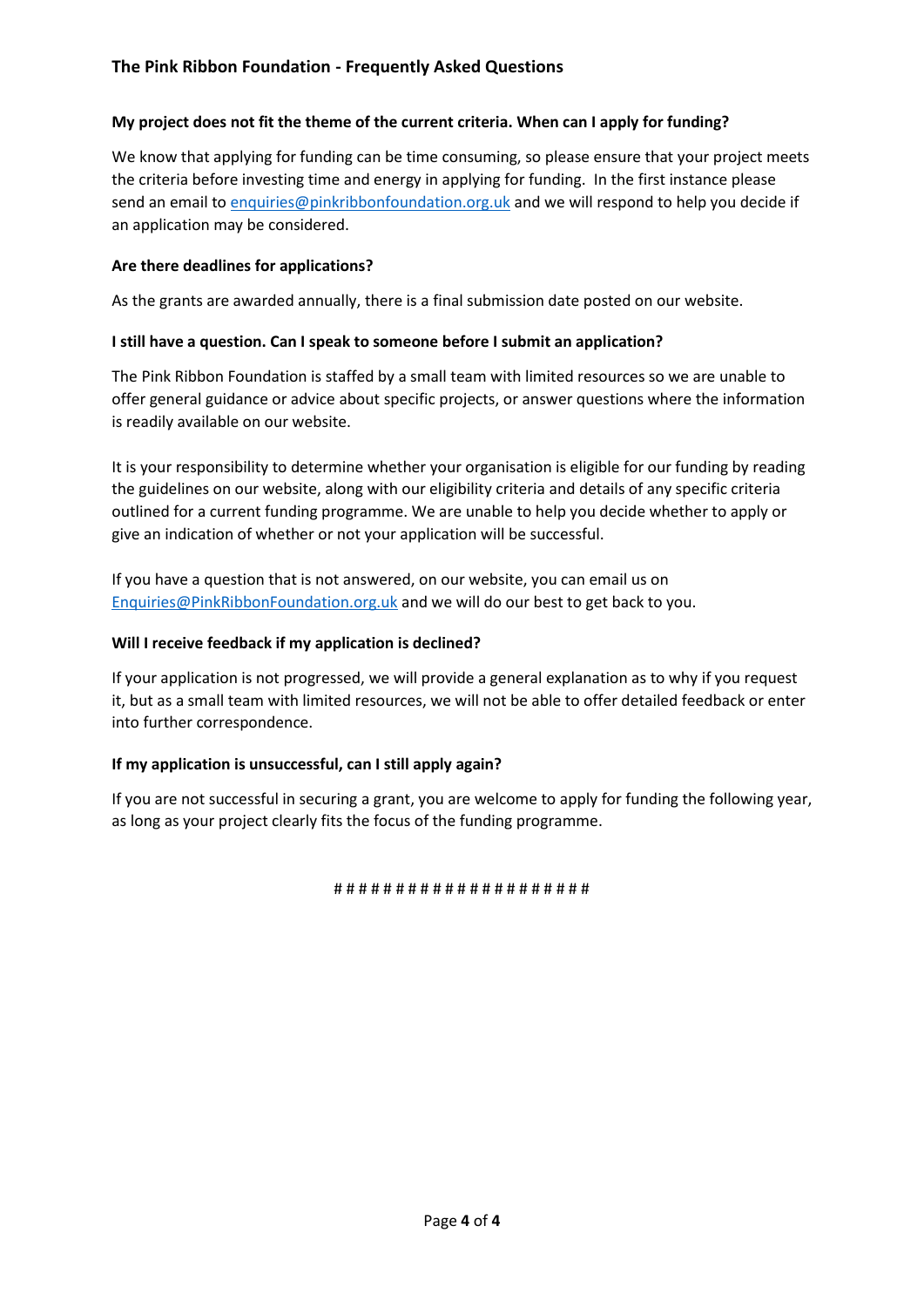## The Pink Ribbon Foundation - Frequently Asked Questions

**My project does not fit the theme of the current criteria. When can I apply for funding?**

We know that applying for funding can be time consuming, so please ensure that your project meets the criteria before investing time and energy in applying for funding. In the first instance please send an email to enquiries@pinkribbonfoundation.org.uk and we will respond to help you decide if an application may be considered.

**Are there deadlines for applications?**

As the grants are awarded annually, there is a final submission date posted on our website.

**I still have a question. Can I speak to someone before I submit an application?**

The Pink Ribbon Foundation is staffed by a small team with limited resources so we are unable to offer general guidance or advice about specific projects, or answer questions where the information is readily available on our website.

It is your responsibility to determine whether your organisation is eligible for our funding by reading the guidelines on our website, along with our eligibility criteria and details of any specific criteria outlined for a current funding programme. We are unable to help you decide whether to apply or give an indication of whether or not your application will be successful.

If you have a question that is not answered, on our website, you can email us on Enquiries@PinkRibbonFoundation.org.uk and we will do our best to get back to you.

**Will I receive feedback if my application is declined?**

If your application is not progressed, we will provide a general explanation as to why if you request it, but as a small team with limited resources, we will not be able to offer detailed feedback or enter into further correspondence.

**If my application is unsuccessful, can I still apply again?**

If you are not successful in securing a grant, you are welcome to apply for funding the following year, as long as your project clearly fits the focus of the funding programme.

# # # # # # # # # # # # # # # # # # # #